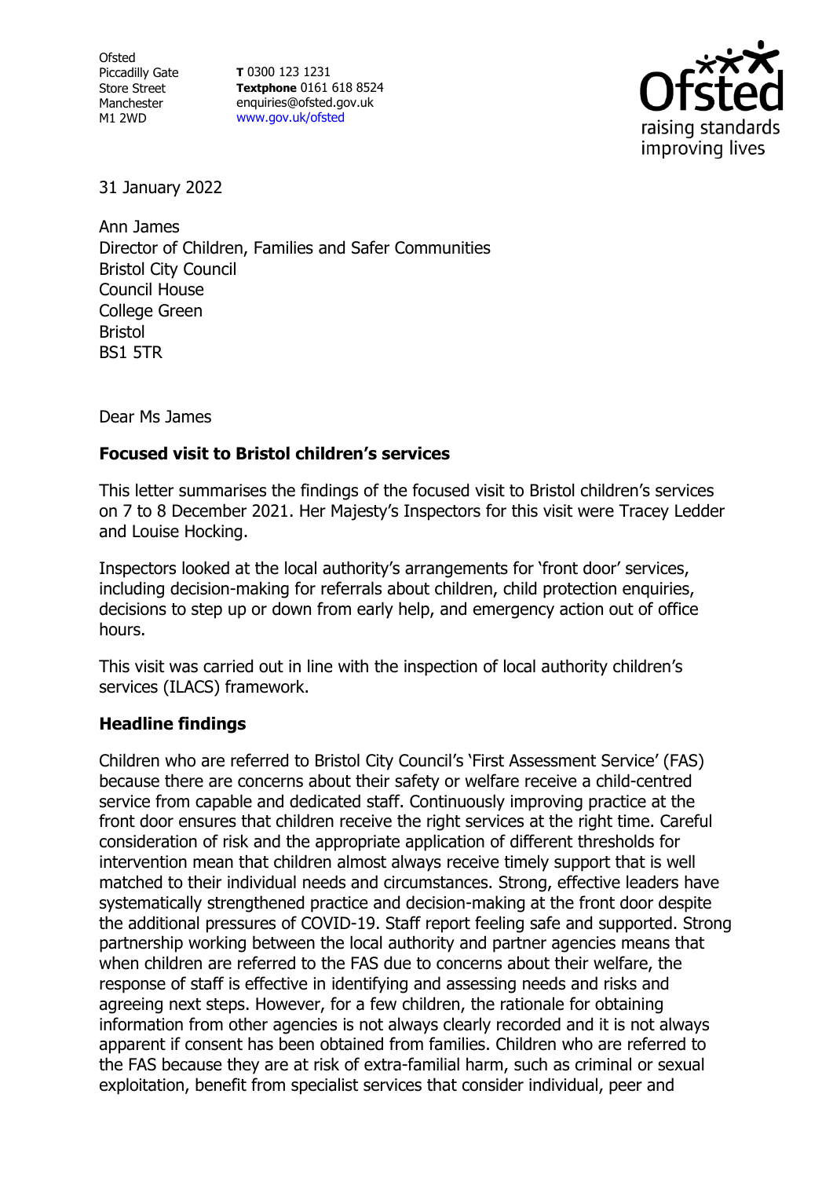Ofsted
Piccadilly Gate
Store Street
Manchester
M1 2WD

**T** 0300 123 1231
**Textphone** 0161 618 8524
enquiries@ofsted.gov.uk
www.gov.uk/ofsted

31 January 2022

Ann James
Director of Children, Families and Safer Communities
Bristol City Council
Council House
College Green
Bristol
BS1 5TR

Dear Ms James

**Focused visit to Bristol children's services**

This letter summarises the findings of the focused visit to Bristol children's services on 7 to 8 December 2021. Her Majesty's Inspectors for this visit were Tracey Ledder and Louise Hocking.

Inspectors looked at the local authority's arrangements for 'front door' services, including decision-making for referrals about children, child protection enquiries, decisions to step up or down from early help, and emergency action out of office hours.

This visit was carried out in line with the inspection of local authority children's services (ILACS) framework.

**Headline findings**

Children who are referred to Bristol City Council's 'First Assessment Service' (FAS) because there are concerns about their safety or welfare receive a child-centred service from capable and dedicated staff. Continuously improving practice at the front door ensures that children receive the right services at the right time. Careful consideration of risk and the appropriate application of different thresholds for intervention mean that children almost always receive timely support that is well matched to their individual needs and circumstances. Strong, effective leaders have systematically strengthened practice and decision-making at the front door despite the additional pressures of COVID-19. Staff report feeling safe and supported. Strong partnership working between the local authority and partner agencies means that when children are referred to the FAS due to concerns about their welfare, the response of staff is effective in identifying and assessing needs and risks and agreeing next steps. However, for a few children, the rationale for obtaining information from other agencies is not always clearly recorded and it is not always apparent if consent has been obtained from families. Children who are referred to the FAS because they are at risk of extra-familial harm, such as criminal or sexual exploitation, benefit from specialist services that consider individual, peer and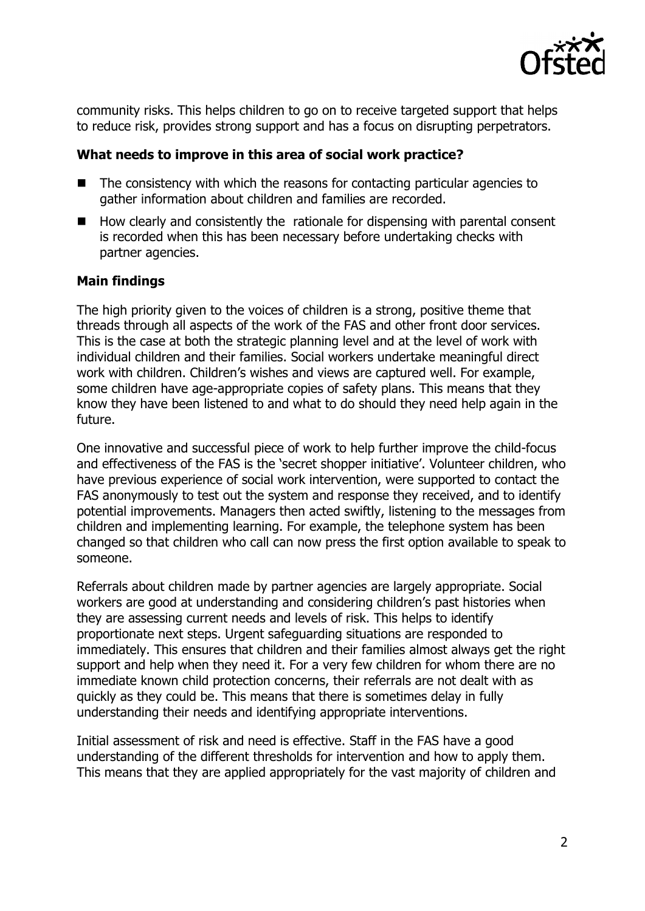community risks. This helps children to go on to receive targeted support that helps to reduce risk, provides strong support and has a focus on disrupting perpetrators.

### What needs to improve in this area of social work practice?

- The consistency with which the reasons for contacting particular agencies to gather information about children and families are recorded.
- How clearly and consistently the rationale for dispensing with parental consent is recorded when this has been necessary before undertaking checks with partner agencies.

### Main findings

The high priority given to the voices of children is a strong, positive theme that threads through all aspects of the work of the FAS and other front door services. This is the case at both the strategic planning level and at the level of work with individual children and their families. Social workers undertake meaningful direct work with children. Children's wishes and views are captured well. For example, some children have age-appropriate copies of safety plans. This means that they know they have been listened to and what to do should they need help again in the future.

One innovative and successful piece of work to help further improve the child-focus and effectiveness of the FAS is the 'secret shopper initiative'. Volunteer children, who have previous experience of social work intervention, were supported to contact the FAS anonymously to test out the system and response they received, and to identify potential improvements. Managers then acted swiftly, listening to the messages from children and implementing learning. For example, the telephone system has been changed so that children who call can now press the first option available to speak to someone.

Referrals about children made by partner agencies are largely appropriate. Social workers are good at understanding and considering children's past histories when they are assessing current needs and levels of risk. This helps to identify proportionate next steps. Urgent safeguarding situations are responded to immediately. This ensures that children and their families almost always get the right support and help when they need it. For a very few children for whom there are no immediate known child protection concerns, their referrals are not dealt with as quickly as they could be. This means that there is sometimes delay in fully understanding their needs and identifying appropriate interventions.

Initial assessment of risk and need is effective. Staff in the FAS have a good understanding of the different thresholds for intervention and how to apply them. This means that they are applied appropriately for the vast majority of children and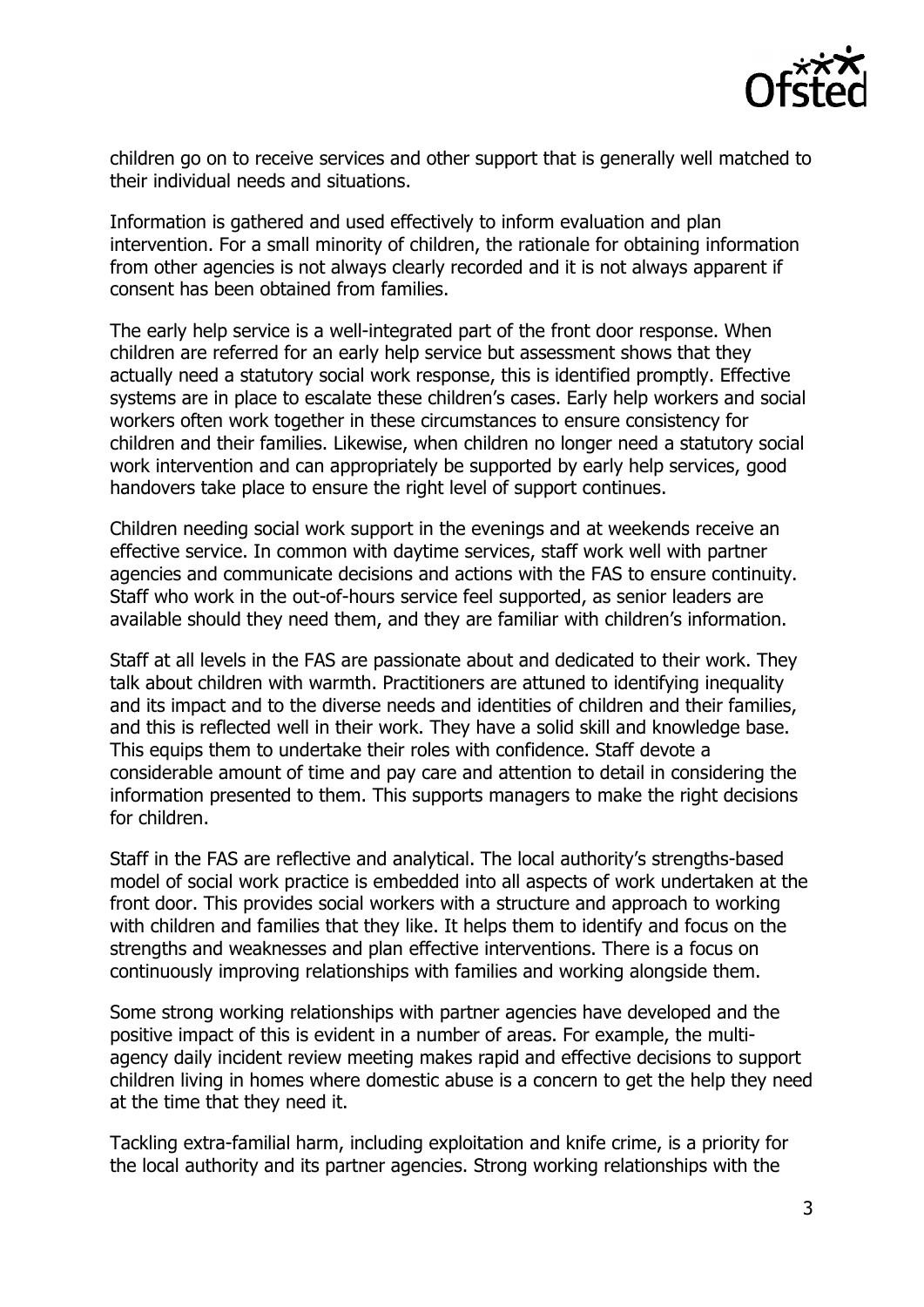children go on to receive services and other support that is generally well matched to their individual needs and situations.

Information is gathered and used effectively to inform evaluation and plan intervention. For a small minority of children, the rationale for obtaining information from other agencies is not always clearly recorded and it is not always apparent if consent has been obtained from families.

The early help service is a well-integrated part of the front door response. When children are referred for an early help service but assessment shows that they actually need a statutory social work response, this is identified promptly. Effective systems are in place to escalate these children's cases. Early help workers and social workers often work together in these circumstances to ensure consistency for children and their families. Likewise, when children no longer need a statutory social work intervention and can appropriately be supported by early help services, good handovers take place to ensure the right level of support continues.

Children needing social work support in the evenings and at weekends receive an effective service. In common with daytime services, staff work well with partner agencies and communicate decisions and actions with the FAS to ensure continuity. Staff who work in the out-of-hours service feel supported, as senior leaders are available should they need them, and they are familiar with children's information.

Staff at all levels in the FAS are passionate about and dedicated to their work. They talk about children with warmth. Practitioners are attuned to identifying inequality and its impact and to the diverse needs and identities of children and their families, and this is reflected well in their work. They have a solid skill and knowledge base. This equips them to undertake their roles with confidence. Staff devote a considerable amount of time and pay care and attention to detail in considering the information presented to them. This supports managers to make the right decisions for children.

Staff in the FAS are reflective and analytical. The local authority's strengths-based model of social work practice is embedded into all aspects of work undertaken at the front door. This provides social workers with a structure and approach to working with children and families that they like. It helps them to identify and focus on the strengths and weaknesses and plan effective interventions. There is a focus on continuously improving relationships with families and working alongside them.

Some strong working relationships with partner agencies have developed and the positive impact of this is evident in a number of areas. For example, the multi-agency daily incident review meeting makes rapid and effective decisions to support children living in homes where domestic abuse is a concern to get the help they need at the time that they need it.

Tackling extra-familial harm, including exploitation and knife crime, is a priority for the local authority and its partner agencies. Strong working relationships with the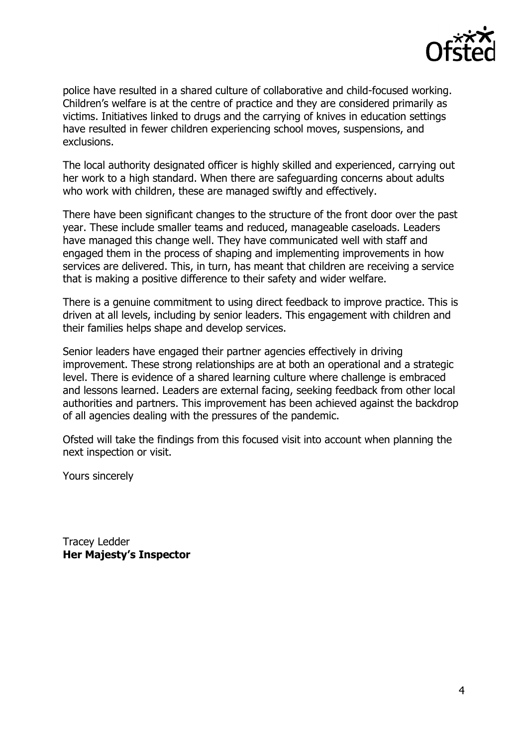police have resulted in a shared culture of collaborative and child-focused working. Children's welfare is at the centre of practice and they are considered primarily as victims. Initiatives linked to drugs and the carrying of knives in education settings have resulted in fewer children experiencing school moves, suspensions, and exclusions.

The local authority designated officer is highly skilled and experienced, carrying out her work to a high standard. When there are safeguarding concerns about adults who work with children, these are managed swiftly and effectively.

There have been significant changes to the structure of the front door over the past year. These include smaller teams and reduced, manageable caseloads. Leaders have managed this change well. They have communicated well with staff and engaged them in the process of shaping and implementing improvements in how services are delivered. This, in turn, has meant that children are receiving a service that is making a positive difference to their safety and wider welfare.

There is a genuine commitment to using direct feedback to improve practice. This is driven at all levels, including by senior leaders. This engagement with children and their families helps shape and develop services.

Senior leaders have engaged their partner agencies effectively in driving improvement. These strong relationships are at both an operational and a strategic level. There is evidence of a shared learning culture where challenge is embraced and lessons learned. Leaders are external facing, seeking feedback from other local authorities and partners. This improvement has been achieved against the backdrop of all agencies dealing with the pressures of the pandemic.

Ofsted will take the findings from this focused visit into account when planning the next inspection or visit.

Yours sincerely

Tracey Ledder
**Her Majesty's Inspector**